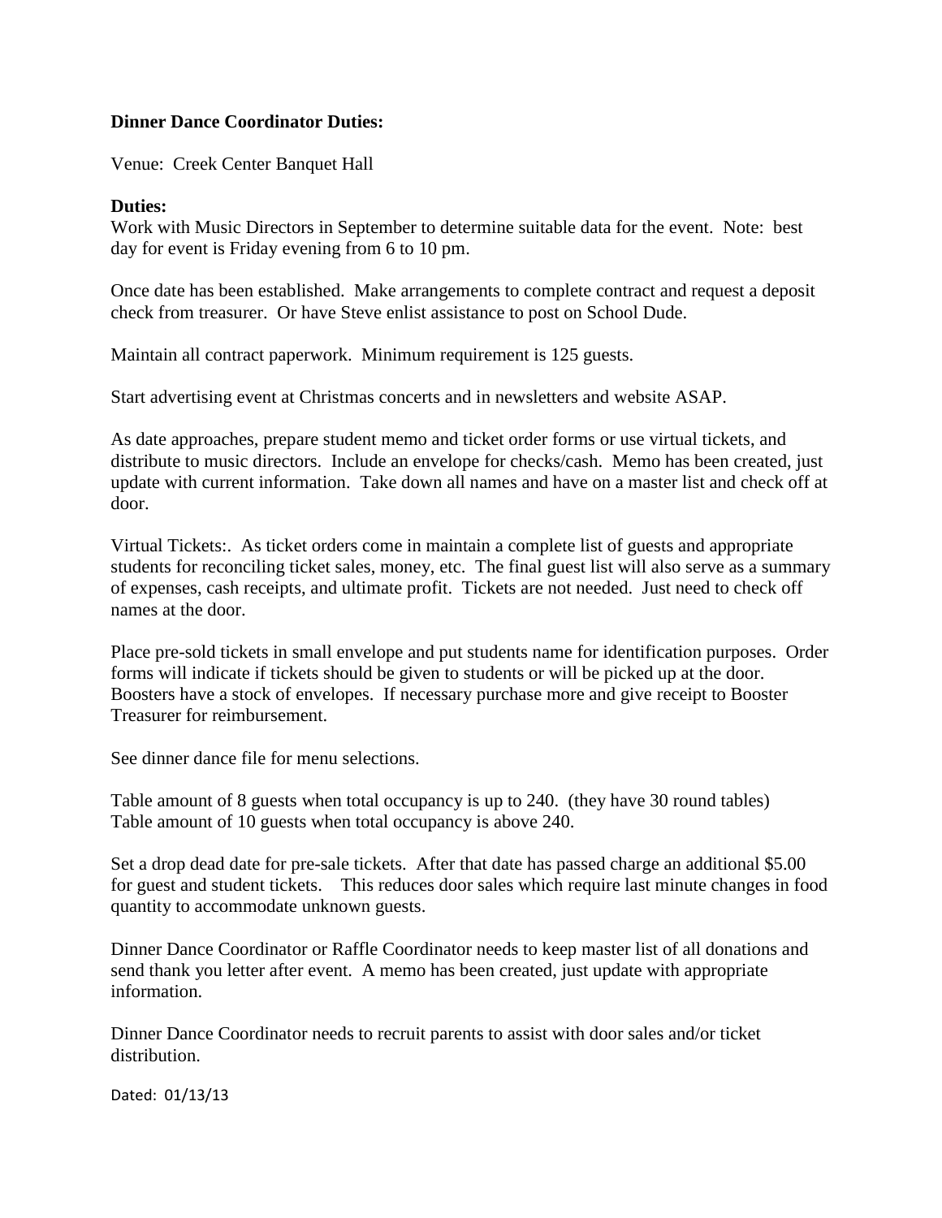**Dinner Dance Coordinator Duties:**

Venue: Creek Center Banquet Hall

**Duties:**

Work with Music Directors in September to determine suitable data for the event. Note: best day for event is Friday evening from 6 to 10 pm.

Once date has been established. Make arrangements to complete contract and request a deposit check from treasurer. Or have Steve enlist assistance to post on School Dude.

Maintain all contract paperwork. Minimum requirement is 125 guests.

Start advertising event at Christmas concerts and in newsletters and website ASAP.

As date approaches, prepare student memo and ticket order forms or use virtual tickets, and distribute to music directors. Include an envelope for checks/cash. Memo has been created, just update with current information. Take down all names and have on a master list and check off at door.

Virtual Tickets:. As ticket orders come in maintain a complete list of guests and appropriate students for reconciling ticket sales, money, etc. The final guest list will also serve as a summary of expenses, cash receipts, and ultimate profit. Tickets are not needed. Just need to check off names at the door.

Place pre-sold tickets in small envelope and put students name for identification purposes. Order forms will indicate if tickets should be given to students or will be picked up at the door. Boosters have a stock of envelopes. If necessary purchase more and give receipt to Booster Treasurer for reimbursement.

See dinner dance file for menu selections.

Table amount of 8 guests when total occupancy is up to 240. (they have 30 round tables)
Table amount of 10 guests when total occupancy is above 240.

Set a drop dead date for pre-sale tickets. After that date has passed charge an additional $5.00 for guest and student tickets. This reduces door sales which require last minute changes in food quantity to accommodate unknown guests.

Dinner Dance Coordinator or Raffle Coordinator needs to keep master list of all donations and send thank you letter after event. A memo has been created, just update with appropriate information.

Dinner Dance Coordinator needs to recruit parents to assist with door sales and/or ticket distribution.

Dated: 01/13/13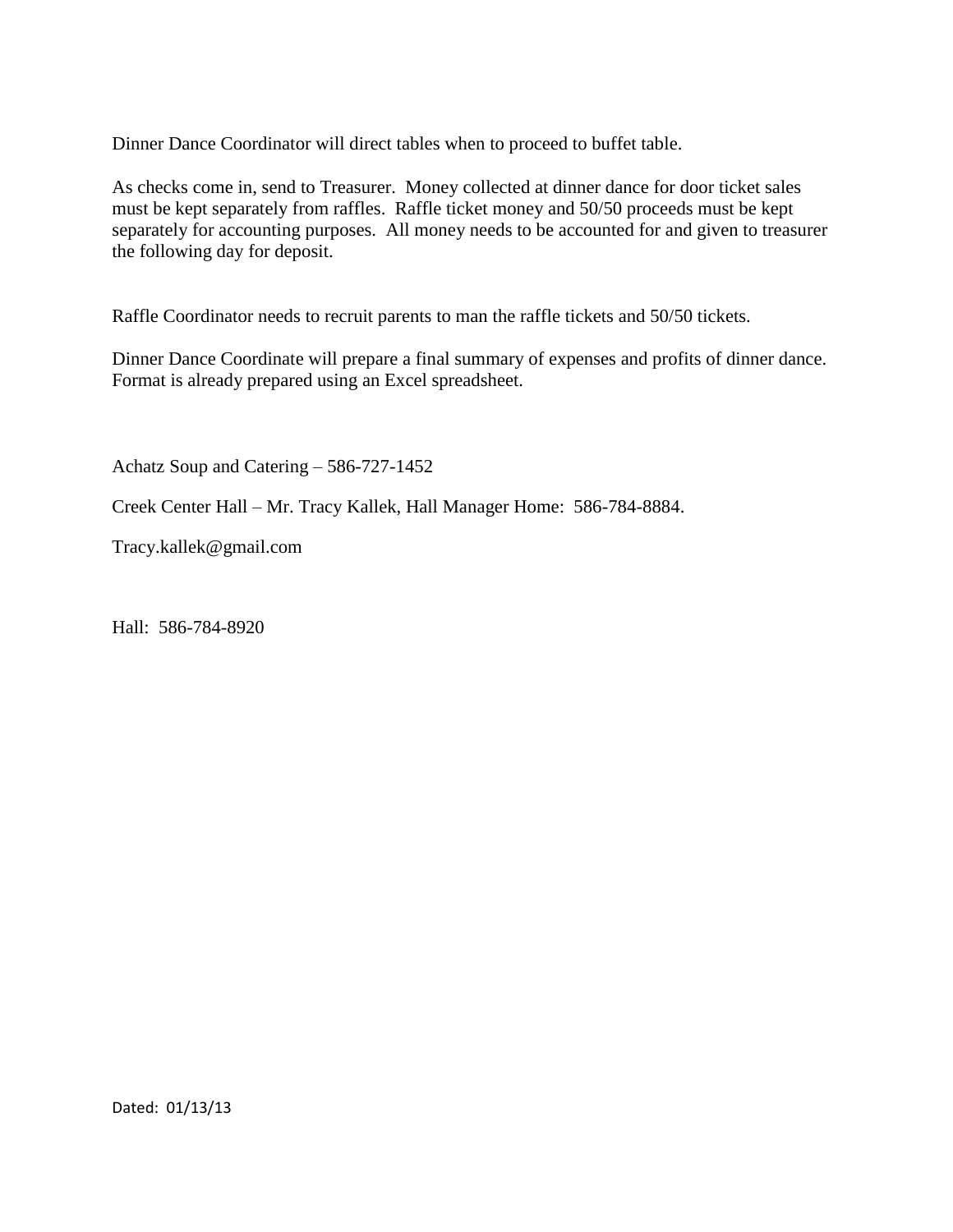Dinner Dance Coordinator will direct tables when to proceed to buffet table.

As checks come in, send to Treasurer. Money collected at dinner dance for door ticket sales must be kept separately from raffles. Raffle ticket money and 50/50 proceeds must be kept separately for accounting purposes. All money needs to be accounted for and given to treasurer the following day for deposit.

Raffle Coordinator needs to recruit parents to man the raffle tickets and 50/50 tickets.

Dinner Dance Coordinate will prepare a final summary of expenses and profits of dinner dance. Format is already prepared using an Excel spreadsheet.

Achatz Soup and Catering – 586-727-1452

Creek Center Hall – Mr. Tracy Kallek, Hall Manager Home: 586-784-8884.

Tracy.kallek@gmail.com

Hall: 586-784-8920

Dated: 01/13/13